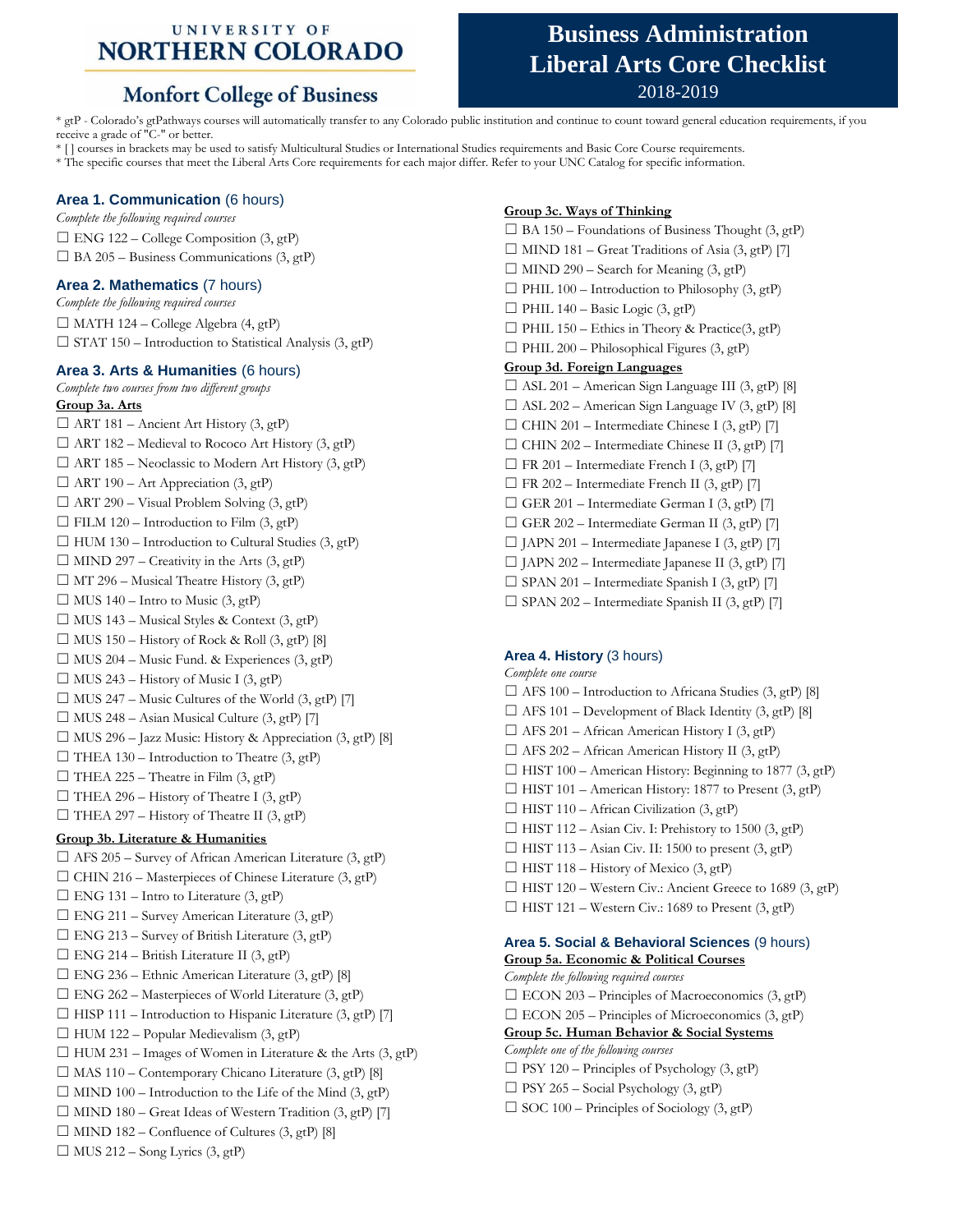UNIVERSITY OF NORTHERN COLORADO

Monfort College of Business

# Business Administration Liberal Arts Core Checklist

2018-2019

* gtP - Colorado's gtPathways courses will automatically transfer to any Colorado public institution and continue to count toward general education requirements, if you receive a grade of "C-" or better.
* [ ] courses in brackets may be used to satisfy Multicultural Studies or International Studies requirements and Basic Core Course requirements.
* The specific courses that meet the Liberal Arts Core requirements for each major differ. Refer to your UNC Catalog for specific information.

## Area 1. Communication (6 hours)

*Complete the following required courses*

☐ ENG 122 – College Composition (3, gtP)
☐ BA 205 – Business Communications (3, gtP)

## Area 2. Mathematics (7 hours)

*Complete the following required courses*

☐ MATH 124 – College Algebra (4, gtP)
☐ STAT 150 – Introduction to Statistical Analysis (3, gtP)

## Area 3. Arts & Humanities (6 hours)

*Complete two courses from two different groups*

**Group 3a. Arts**

☐ ART 181 – Ancient Art History (3, gtP)
☐ ART 182 – Medieval to Rococo Art History (3, gtP)
☐ ART 185 – Neoclassic to Modern Art History (3, gtP)
☐ ART 190 – Art Appreciation (3, gtP)
☐ ART 290 – Visual Problem Solving (3, gtP)
☐ FILM 120 – Introduction to Film (3, gtP)
☐ HUM 130 – Introduction to Cultural Studies (3, gtP)
☐ MIND 297 – Creativity in the Arts (3, gtP)
☐ MT 296 – Musical Theatre History (3, gtP)
☐ MUS 140 – Intro to Music (3, gtP)
☐ MUS 143 – Musical Styles & Context (3, gtP)
☐ MUS 150 – History of Rock & Roll (3, gtP) [8]
☐ MUS 204 – Music Fund. & Experiences (3, gtP)
☐ MUS 243 – History of Music I (3, gtP)
☐ MUS 247 – Music Cultures of the World (3, gtP) [7]
☐ MUS 248 – Asian Musical Culture (3, gtP) [7]
☐ MUS 296 – Jazz Music: History & Appreciation (3, gtP) [8]
☐ THEA 130 – Introduction to Theatre (3, gtP)
☐ THEA 225 – Theatre in Film (3, gtP)
☐ THEA 296 – History of Theatre I (3, gtP)
☐ THEA 297 – History of Theatre II (3, gtP)

**Group 3b. Literature & Humanities**

☐ AFS 205 – Survey of African American Literature (3, gtP)
☐ CHIN 216 – Masterpieces of Chinese Literature (3, gtP)
☐ ENG 131 – Intro to Literature (3, gtP)
☐ ENG 211 – Survey American Literature (3, gtP)
☐ ENG 213 – Survey of British Literature (3, gtP)
☐ ENG 214 – British Literature II (3, gtP)
☐ ENG 236 – Ethnic American Literature (3, gtP) [8]
☐ ENG 262 – Masterpieces of World Literature (3, gtP)
☐ HISP 111 – Introduction to Hispanic Literature (3, gtP) [7]
☐ HUM 122 – Popular Medievalism (3, gtP)
☐ HUM 231 – Images of Women in Literature & the Arts (3, gtP)
☐ MAS 110 – Contemporary Chicano Literature (3, gtP) [8]
☐ MIND 100 – Introduction to the Life of the Mind (3, gtP)
☐ MIND 180 – Great Ideas of Western Tradition (3, gtP) [7]
☐ MIND 182 – Confluence of Cultures (3, gtP) [8]
☐ MUS 212 – Song Lyrics (3, gtP)

**Group 3c. Ways of Thinking**

☐ BA 150 – Foundations of Business Thought (3, gtP)
☐ MIND 181 – Great Traditions of Asia (3, gtP) [7]
☐ MIND 290 – Search for Meaning (3, gtP)
☐ PHIL 100 – Introduction to Philosophy (3, gtP)
☐ PHIL 140 – Basic Logic (3, gtP)
☐ PHIL 150 – Ethics in Theory & Practice(3, gtP)
☐ PHIL 200 – Philosophical Figures (3, gtP)

**Group 3d. Foreign Languages**

☐ ASL 201 – American Sign Language III (3, gtP) [8]
☐ ASL 202 – American Sign Language IV (3, gtP) [8]
☐ CHIN 201 – Intermediate Chinese I (3, gtP) [7]
☐ CHIN 202 – Intermediate Chinese II (3, gtP) [7]
☐ FR 201 – Intermediate French I (3, gtP) [7]
☐ FR 202 – Intermediate French II (3, gtP) [7]
☐ GER 201 – Intermediate German I (3, gtP) [7]
☐ GER 202 – Intermediate German II (3, gtP) [7]
☐ JAPN 201 – Intermediate Japanese I (3, gtP) [7]
☐ JAPN 202 – Intermediate Japanese II (3, gtP) [7]
☐ SPAN 201 – Intermediate Spanish I (3, gtP) [7]
☐ SPAN 202 – Intermediate Spanish II (3, gtP) [7]

## Area 4. History (3 hours)

*Complete one course*

☐ AFS 100 – Introduction to Africana Studies (3, gtP) [8]
☐ AFS 101 – Development of Black Identity (3, gtP) [8]
☐ AFS 201 – African American History I (3, gtP)
☐ AFS 202 – African American History II (3, gtP)
☐ HIST 100 – American History: Beginning to 1877 (3, gtP)
☐ HIST 101 – American History: 1877 to Present (3, gtP)
☐ HIST 110 – African Civilization (3, gtP)
☐ HIST 112 – Asian Civ. I: Prehistory to 1500 (3, gtP)
☐ HIST 113 – Asian Civ. II: 1500 to present (3, gtP)
☐ HIST 118 – History of Mexico (3, gtP)
☐ HIST 120 – Western Civ.: Ancient Greece to 1689 (3, gtP)
☐ HIST 121 – Western Civ.: 1689 to Present (3, gtP)

## Area 5. Social & Behavioral Sciences (9 hours)

**Group 5a. Economic & Political Courses**

*Complete the following required courses*

☐ ECON 203 – Principles of Macroeconomics (3, gtP)
☐ ECON 205 – Principles of Microeconomics (3, gtP)

**Group 5c. Human Behavior & Social Systems**

*Complete one of the following courses*

☐ PSY 120 – Principles of Psychology (3, gtP)
☐ PSY 265 – Social Psychology (3, gtP)
☐ SOC 100 – Principles of Sociology (3, gtP)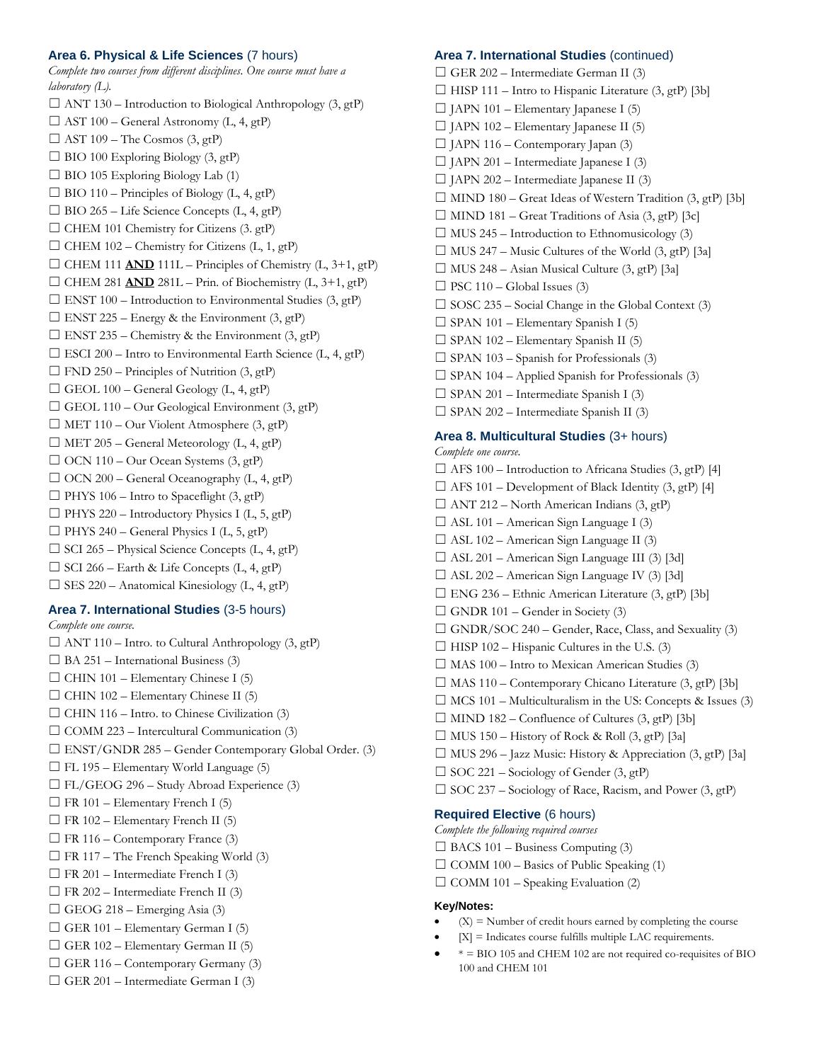## Area 6. Physical & Life Sciences (7 hours)

*Complete two courses from different disciplines. One course must have a laboratory (L).*

☐ ANT 130 – Introduction to Biological Anthropology (3, gtP)
☐ AST 100 – General Astronomy (L, 4, gtP)
☐ AST 109 – The Cosmos (3, gtP)
☐ BIO 100 Exploring Biology (3, gtP)
☐ BIO 105 Exploring Biology Lab (1)
☐ BIO 110 – Principles of Biology (L, 4, gtP)
☐ BIO 265 – Life Science Concepts (L, 4, gtP)
☐ CHEM 101 Chemistry for Citizens (3. gtP)
☐ CHEM 102 – Chemistry for Citizens (L, 1, gtP)
☐ CHEM 111 **AND** 111L – Principles of Chemistry (L, 3+1, gtP)
☐ CHEM 281 **AND** 281L – Prin. of Biochemistry (L, 3+1, gtP)
☐ ENST 100 – Introduction to Environmental Studies (3, gtP)
☐ ENST 225 – Energy & the Environment (3, gtP)
☐ ENST 235 – Chemistry & the Environment (3, gtP)
☐ ESCI 200 – Intro to Environmental Earth Science (L, 4, gtP)
☐ FND 250 – Principles of Nutrition (3, gtP)
☐ GEOL 100 – General Geology (L, 4, gtP)
☐ GEOL 110 – Our Geological Environment (3, gtP)
☐ MET 110 – Our Violent Atmosphere (3, gtP)
☐ MET 205 – General Meteorology (L, 4, gtP)
☐ OCN 110 – Our Ocean Systems (3, gtP)
☐ OCN 200 – General Oceanography (L, 4, gtP)
☐ PHYS 106 – Intro to Spaceflight (3, gtP)
☐ PHYS 220 – Introductory Physics I (L, 5, gtP)
☐ PHYS 240 – General Physics I (L, 5, gtP)
☐ SCI 265 – Physical Science Concepts (L, 4, gtP)
☐ SCI 266 – Earth & Life Concepts (L, 4, gtP)
☐ SES 220 – Anatomical Kinesiology (L, 4, gtP)

## Area 7. International Studies (3-5 hours)

*Complete one course.*

☐ ANT 110 – Intro. to Cultural Anthropology (3, gtP)
☐ BA 251 – International Business (3)
☐ CHIN 101 – Elementary Chinese I (5)
☐ CHIN 102 – Elementary Chinese II (5)
☐ CHIN 116 – Intro. to Chinese Civilization (3)
☐ COMM 223 – Intercultural Communication (3)
☐ ENST/GNDR 285 – Gender Contemporary Global Order. (3)
☐ FL 195 – Elementary World Language (5)
☐ FL/GEOG 296 – Study Abroad Experience (3)
☐ FR 101 – Elementary French I (5)
☐ FR 102 – Elementary French II (5)
☐ FR 116 – Contemporary France (3)
☐ FR 117 – The French Speaking World (3)
☐ FR 201 – Intermediate French I (3)
☐ FR 202 – Intermediate French II (3)
☐ GEOG 218 – Emerging Asia (3)
☐ GER 101 – Elementary German I (5)
☐ GER 102 – Elementary German II (5)
☐ GER 116 – Contemporary Germany (3)
☐ GER 201 – Intermediate German I (3)

## Area 7. International Studies (continued)

☐ GER 202 – Intermediate German II (3)
☐ HISP 111 – Intro to Hispanic Literature (3, gtP) [3b]
☐ JAPN 101 – Elementary Japanese I (5)
☐ JAPN 102 – Elementary Japanese II (5)
☐ JAPN 116 – Contemporary Japan (3)
☐ JAPN 201 – Intermediate Japanese I (3)
☐ JAPN 202 – Intermediate Japanese II (3)
☐ MIND 180 – Great Ideas of Western Tradition (3, gtP) [3b]
☐ MIND 181 – Great Traditions of Asia (3, gtP) [3c]
☐ MUS 245 – Introduction to Ethnomusicology (3)
☐ MUS 247 – Music Cultures of the World (3, gtP) [3a]
☐ MUS 248 – Asian Musical Culture (3, gtP) [3a]
☐ PSC 110 – Global Issues (3)
☐ SOSC 235 – Social Change in the Global Context (3)
☐ SPAN 101 – Elementary Spanish I (5)
☐ SPAN 102 – Elementary Spanish II (5)
☐ SPAN 103 – Spanish for Professionals (3)
☐ SPAN 104 – Applied Spanish for Professionals (3)
☐ SPAN 201 – Intermediate Spanish I (3)
☐ SPAN 202 – Intermediate Spanish II (3)

## Area 8. Multicultural Studies (3+ hours)

*Complete one course.*

☐ AFS 100 – Introduction to Africana Studies (3, gtP) [4]
☐ AFS 101 – Development of Black Identity (3, gtP) [4]
☐ ANT 212 – North American Indians (3, gtP)
☐ ASL 101 – American Sign Language I (3)
☐ ASL 102 – American Sign Language II (3)
☐ ASL 201 – American Sign Language III (3) [3d]
☐ ASL 202 – American Sign Language IV (3) [3d]
☐ ENG 236 – Ethnic American Literature (3, gtP) [3b]
☐ GNDR 101 – Gender in Society (3)
☐ GNDR/SOC 240 – Gender, Race, Class, and Sexuality (3)
☐ HISP 102 – Hispanic Cultures in the U.S. (3)
☐ MAS 100 – Intro to Mexican American Studies (3)
☐ MAS 110 – Contemporary Chicano Literature (3, gtP) [3b]
☐ MCS 101 – Multiculturalism in the US: Concepts & Issues (3)
☐ MIND 182 – Confluence of Cultures (3, gtP) [3b]
☐ MUS 150 – History of Rock & Roll (3, gtP) [3a]
☐ MUS 296 – Jazz Music: History & Appreciation (3, gtP) [3a]
☐ SOC 221 – Sociology of Gender (3, gtP)
☐ SOC 237 – Sociology of Race, Racism, and Power (3, gtP)

## Required Elective (6 hours)

*Complete the following required courses*

☐ BACS 101 – Business Computing (3)
☐ COMM 100 – Basics of Public Speaking (1)
☐ COMM 101 – Speaking Evaluation (2)

### Key/Notes:

- (X) = Number of credit hours earned by completing the course
- [X] = Indicates course fulfills multiple LAC requirements.
- * = BIO 105 and CHEM 102 are not required co-requisites of BIO 100 and CHEM 101